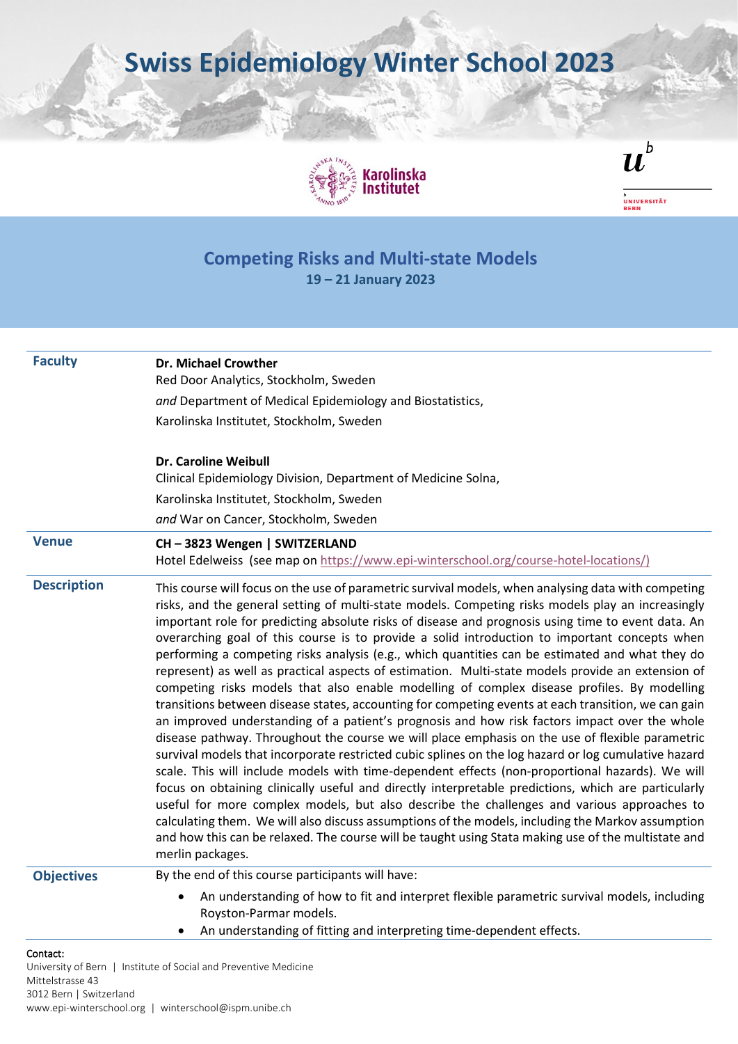# Swiss Epidemiology Winter School 2023

Karolinska Institutet

UNIVERSITÄT BERN

## Competing Risks and Multi-state Models

**19 – 21 January 2023**

| | |
|---|---|
| **Faculty** | **Dr. Michael Crowther**<br>Red Door Analytics, Stockholm, Sweden<br>*and* Department of Medical Epidemiology and Biostatistics,<br>Karolinska Institutet, Stockholm, Sweden<br><br>**Dr. Caroline Weibull**<br>Clinical Epidemiology Division, Department of Medicine Solna,<br>Karolinska Institutet, Stockholm, Sweden<br>*and* War on Cancer, Stockholm, Sweden |
| **Venue** | **CH – 3823 Wengen \| SWITZERLAND**<br>Hotel Edelweiss (see map on https://www.epi-winterschool.org/course-hotel-locations/) |
| **Description** | This course will focus on the use of parametric survival models, when analysing data with competing risks, and the general setting of multi-state models. Competing risks models play an increasingly important role for predicting absolute risks of disease and prognosis using time to event data. An overarching goal of this course is to provide a solid introduction to important concepts when performing a competing risks analysis (e.g., which quantities can be estimated and what they do represent) as well as practical aspects of estimation. Multi-state models provide an extension of competing risks models that also enable modelling of complex disease profiles. By modelling transitions between disease states, accounting for competing events at each transition, we can gain an improved understanding of a patient's prognosis and how risk factors impact over the whole disease pathway. Throughout the course we will place emphasis on the use of flexible parametric survival models that incorporate restricted cubic splines on the log hazard or log cumulative hazard scale. This will include models with time-dependent effects (non-proportional hazards). We will focus on obtaining clinically useful and directly interpretable predictions, which are particularly useful for more complex models, but also describe the challenges and various approaches to calculating them. We will also discuss assumptions of the models, including the Markov assumption and how this can be relaxed. The course will be taught using Stata making use of the multistate and merlin packages. |
| **Objectives** | By the end of this course participants will have:<br>• An understanding of how to fit and interpret flexible parametric survival models, including Royston-Parmar models.<br>• An understanding of fitting and interpreting time-dependent effects. |

Contact:
University of Bern | Institute of Social and Preventive Medicine
Mittelstrasse 43
3012 Bern | Switzerland
www.epi-winterschool.org | winterschool@ispm.unibe.ch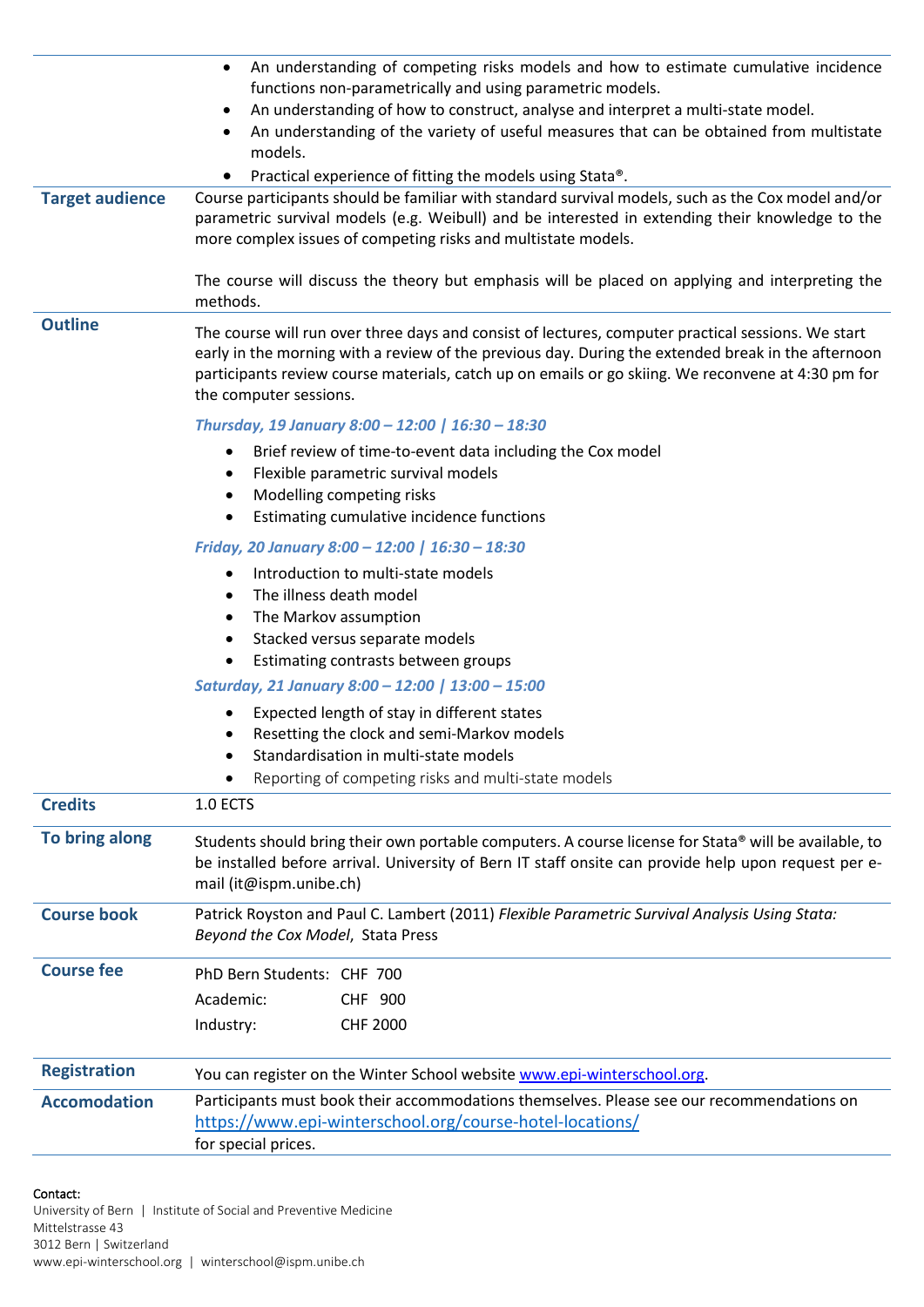- An understanding of competing risks models and how to estimate cumulative incidence functions non-parametrically and using parametric models.
- An understanding of how to construct, analyse and interpret a multi-state model.
- An understanding of the variety of useful measures that can be obtained from multistate models.
- Practical experience of fitting the models using Stata®.

**Target audience**

Course participants should be familiar with standard survival models, such as the Cox model and/or parametric survival models (e.g. Weibull) and be interested in extending their knowledge to the more complex issues of competing risks and multistate models.

The course will discuss the theory but emphasis will be placed on applying and interpreting the methods.

**Outline**

The course will run over three days and consist of lectures, computer practical sessions. We start early in the morning with a review of the previous day. During the extended break in the afternoon participants review course materials, catch up on emails or go skiing. We reconvene at 4:30 pm for the computer sessions.

***Thursday, 19 January 8:00 – 12:00 | 16:30 – 18:30***

- Brief review of time-to-event data including the Cox model
- Flexible parametric survival models
- Modelling competing risks
- Estimating cumulative incidence functions

***Friday, 20 January 8:00 – 12:00 | 16:30 – 18:30***

- Introduction to multi-state models
- The illness death model
- The Markov assumption
- Stacked versus separate models
- Estimating contrasts between groups

***Saturday, 21 January 8:00 – 12:00 | 13:00 – 15:00***

- Expected length of stay in different states
- Resetting the clock and semi-Markov models
- Standardisation in multi-state models
- Reporting of competing risks and multi-state models

**Credits**

1.0 ECTS

**To bring along**

Students should bring their own portable computers. A course license for Stata® will be available, to be installed before arrival. University of Bern IT staff onsite can provide help upon request per e-mail (it@ispm.unibe.ch)

**Course book**

Patrick Royston and Paul C. Lambert (2011) *Flexible Parametric Survival Analysis Using Stata: Beyond the Cox Model*, Stata Press

**Course fee**

| | |
|---|---|
| PhD Bern Students: | CHF 700 |
| Academic: | CHF 900 |
| Industry: | CHF 2000 |

**Registration**

You can register on the Winter School website www.epi-winterschool.org.

**Accomodation**

Participants must book their accommodations themselves. Please see our recommendations on https://www.epi-winterschool.org/course-hotel-locations/ for special prices.

Contact:
University of Bern | Institute of Social and Preventive Medicine
Mittelstrasse 43
3012 Bern | Switzerland
www.epi-winterschool.org | winterschool@ispm.unibe.ch